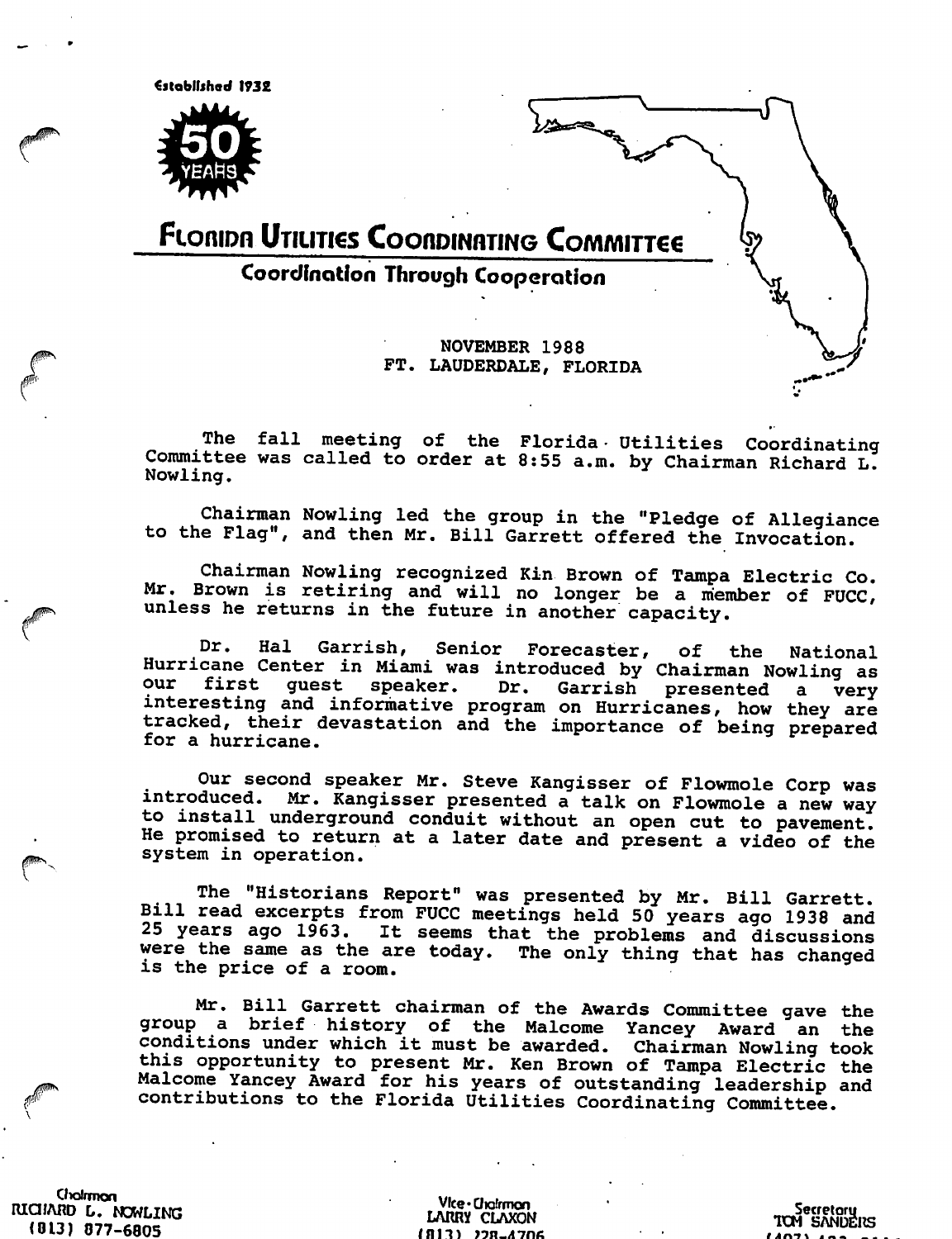Established 1932

50 YEARS

# Florida Utilities Coordinating Committee

## Coordination Through Cooperation

NOVEMBER 1988
FT. LAUDERDALE, FLORIDA

The fall meeting of the Florida Utilities Coordinating Committee was called to order at 8:55 a.m. by Chairman Richard L. Nowling.

Chairman Nowling led the group in the "Pledge of Allegiance to the Flag", and then Mr. Bill Garrett offered the Invocation.

Chairman Nowling recognized Kin Brown of Tampa Electric Co. Mr. Brown is retiring and will no longer be a member of FUCC, unless he returns in the future in another capacity.

Dr. Hal Garrish, Senior Forecaster, of the National Hurricane Center in Miami was introduced by Chairman Nowling as our first guest speaker. Dr. Garrish presented a very interesting and informative program on Hurricanes, how they are tracked, their devastation and the importance of being prepared for a hurricane.

Our second speaker Mr. Steve Kangisser of Flowmole Corp was introduced. Mr. Kangisser presented a talk on Flowmole a new way to install underground conduit without an open cut to pavement. He promised to return at a later date and present a video of the system in operation.

The "Historians Report" was presented by Mr. Bill Garrett. Bill read excerpts from FUCC meetings held 50 years ago 1938 and 25 years ago 1963. It seems that the problems and discussions were the same as the are today. The only thing that has changed is the price of a room.

Mr. Bill Garrett chairman of the Awards Committee gave the group a brief history of the Malcome Yancey Award an the conditions under which it must be awarded. Chairman Nowling took this opportunity to present Mr. Ken Brown of Tampa Electric the Malcome Yancey Award for his years of outstanding leadership and contributions to the Florida Utilities Coordinating Committee.

Chairman
RICHARD L. NOWLING
(813) 877-6805

Vice-Chairman
LARRY CLAXON
(813) 228-4706

Secretary
TOM SANDERS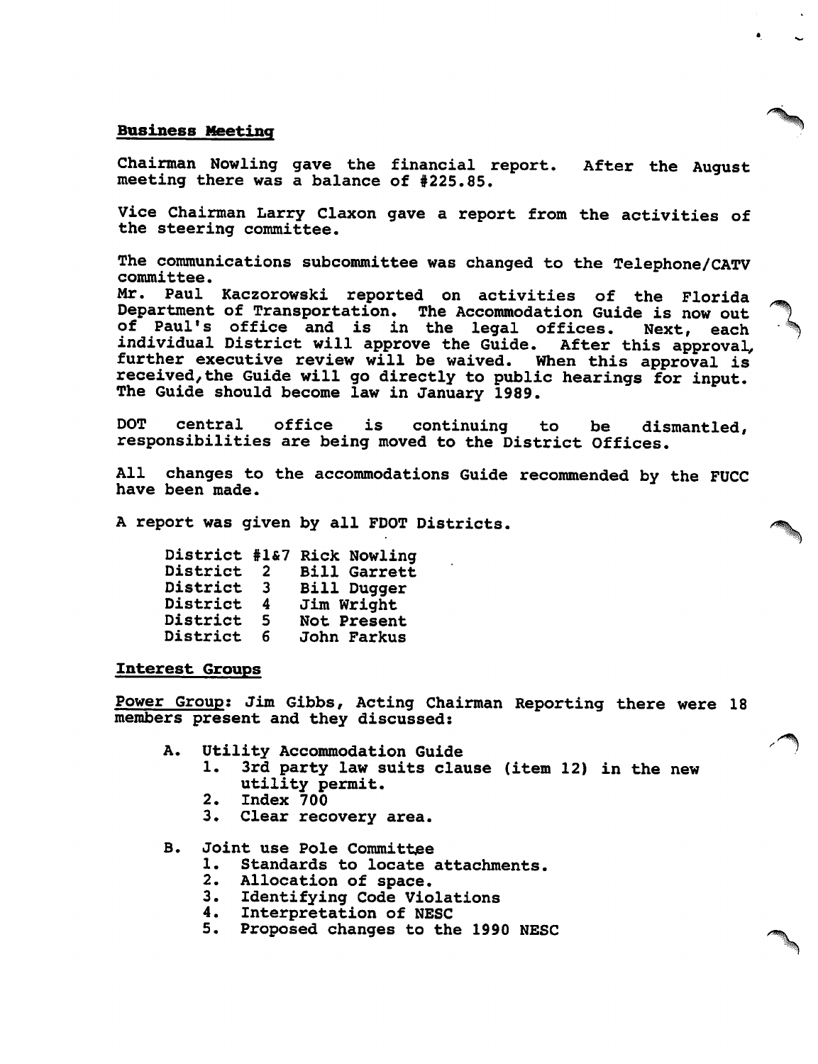## Business Meeting

Chairman Nowling gave the financial report. After the August meeting there was a balance of #225.85.

Vice Chairman Larry Claxon gave a report from the activities of the steering committee.

The communications subcommittee was changed to the Telephone/CATV committee.
Mr. Paul Kaczorowski reported on activities of the Florida Department of Transportation. The Accommodation Guide is now out of Paul's office and is in the legal offices. Next, each individual District will approve the Guide. After this approval, further executive review will be waived. When this approval is received,the Guide will go directly to public hearings for input. The Guide should become law in January 1989.

DOT central office is continuing to be dismantled, responsibilities are being moved to the District Offices.

All changes to the accommodations Guide recommended by the FUCC have been made.

A report was given by all FDOT Districts.

| | |
|---|---|
| District #1&7 | Rick Nowling |
| District 2 | Bill Garrett |
| District 3 | Bill Dugger |
| District 4 | Jim Wright |
| District 5 | Not Present |
| District 6 | John Farkus |

## Interest Groups

Power Group: Jim Gibbs, Acting Chairman Reporting there were 18 members present and they discussed:

A. Utility Accommodation Guide
   1. 3rd party law suits clause (item 12) in the new utility permit.
   2. Index 700
   3. Clear recovery area.

B. Joint use Pole Committee
   1. Standards to locate attachments.
   2. Allocation of space.
   3. Identifying Code Violations
   4. Interpretation of NESC
   5. Proposed changes to the 1990 NESC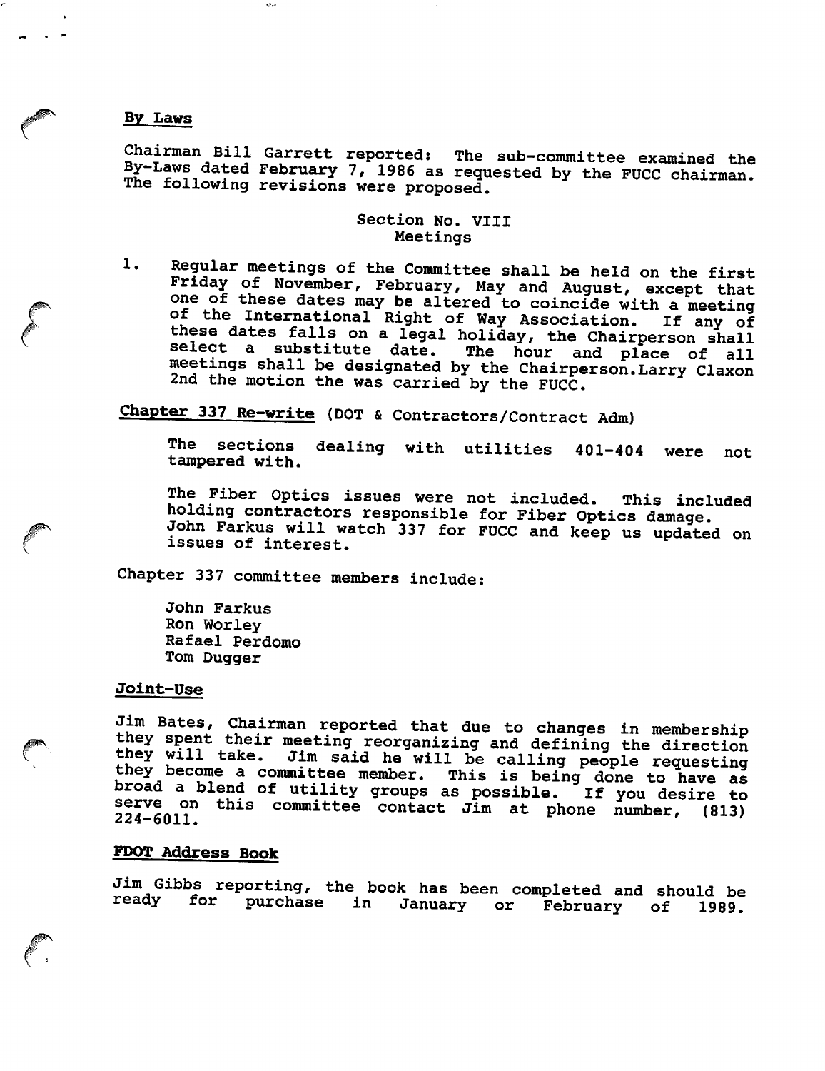**By Laws**

Chairman Bill Garrett reported: The sub-committee examined the By-Laws dated February 7, 1986 as requested by the FUCC chairman. The following revisions were proposed.

Section No. VIII
Meetings

1. Regular meetings of the Committee shall be held on the first Friday of November, February, May and August, except that one of these dates may be altered to coincide with a meeting of the International Right of Way Association. If any of these dates falls on a legal holiday, the Chairperson shall select a substitute date. The hour and place of all meetings shall be designated by the Chairperson.Larry Claxon 2nd the motion the was carried by the FUCC.

**Chapter 337 Re-write** (DOT & Contractors/Contract Adm)

The sections dealing with utilities 401-404 were not tampered with.

The Fiber Optics issues were not included. This included holding contractors responsible for Fiber Optics damage. John Farkus will watch 337 for FUCC and keep us updated on issues of interest.

Chapter 337 committee members include:

John Farkus
Ron Worley
Rafael Perdomo
Tom Dugger

**Joint-Use**

Jim Bates, Chairman reported that due to changes in membership they spent their meeting reorganizing and defining the direction they will take. Jim said he will be calling people requesting they become a committee member. This is being done to have as broad a blend of utility groups as possible. If you desire to serve on this committee contact Jim at phone number, (813) 224-6011.

**FDOT Address Book**

Jim Gibbs reporting, the book has been completed and should be ready for purchase in January or February of 1989.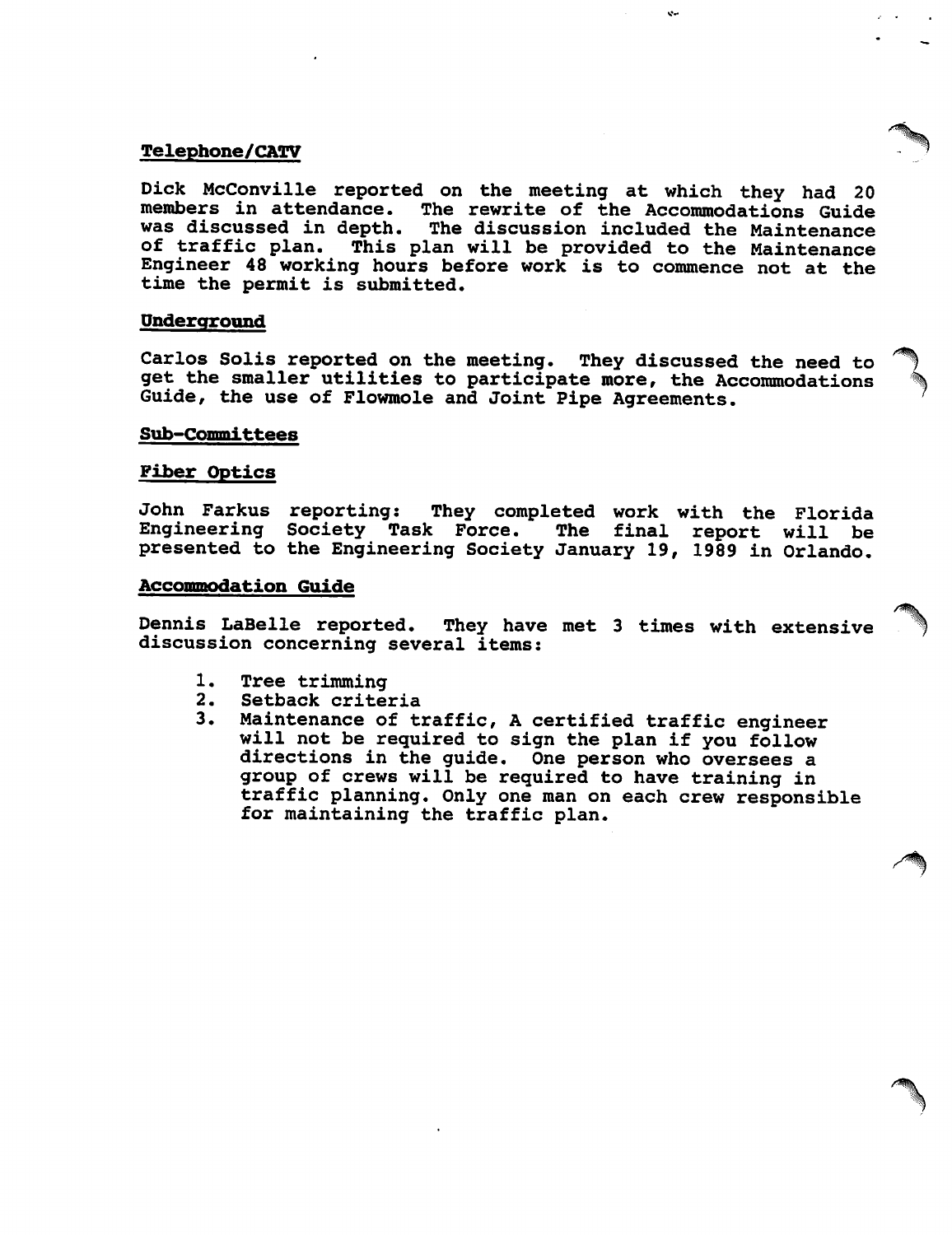## Telephone/CATV

Dick McConville reported on the meeting at which they had 20 members in attendance. The rewrite of the Accommodations Guide was discussed in depth. The discussion included the Maintenance of traffic plan. This plan will be provided to the Maintenance Engineer 48 working hours before work is to commence not at the time the permit is submitted.

## Underground

Carlos Solis reported on the meeting. They discussed the need to get the smaller utilities to participate more, the Accommodations Guide, the use of Flowmole and Joint Pipe Agreements.

## Sub-Committees

## Fiber Optics

John Farkus reporting: They completed work with the Florida Engineering Society Task Force. The final report will be presented to the Engineering Society January 19, 1989 in Orlando.

## Accommodation Guide

Dennis LaBelle reported. They have met 3 times with extensive discussion concerning several items:

1. Tree trimming
2. Setback criteria
3. Maintenance of traffic, A certified traffic engineer will not be required to sign the plan if you follow directions in the guide. One person who oversees a group of crews will be required to have training in traffic planning. Only one man on each crew responsible for maintaining the traffic plan.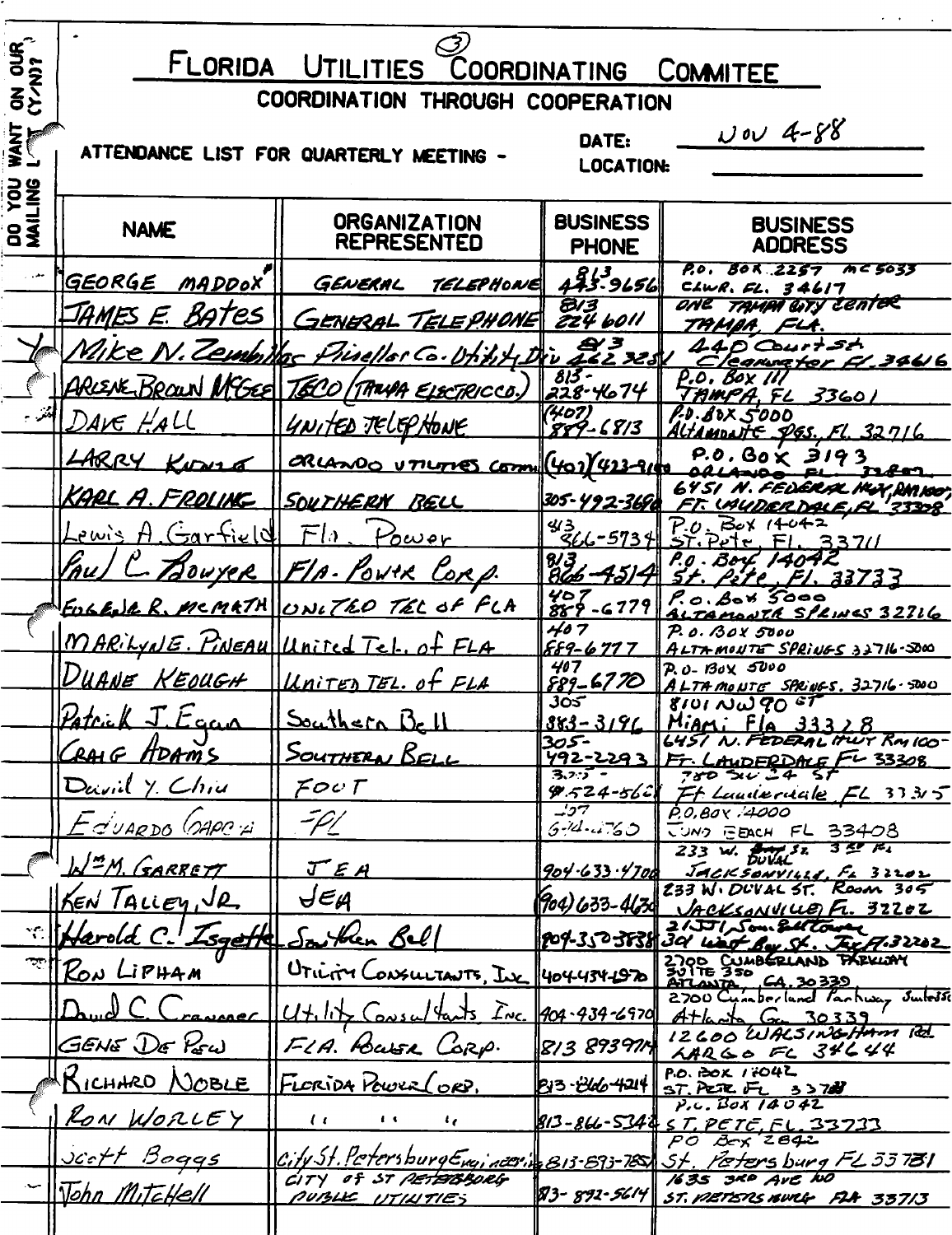# FLORIDA UTILITIES COORDINATING COMMITEE

③

## COORDINATION THROUGH COOPERATION

ATTENDANCE LIST FOR QUARTERLY MEETING - DATE: NOV 4-88
LOCATION: ____________

| DO YOU WANT ON OUR MAILING LIST (Y/N)? | NAME | ORGANIZATION REPRESENTED | BUSINESS PHONE | BUSINESS ADDRESS |
|---|---|---|---|---|
| | GEORGE MADDOX | GENERAL TELEPHONE | 813 443-9656 | P.O. BOX 2257 MC5033 CLWR. FL. 34617 |
| | JAMES E. BATES | GENERAL TELEPHONE | 813 224 6011 | ONE TAMPA CITY CENTER TAMPA, FLA. |
| Y | Mike N. Zembillas | Pinellas Co. Utility Div | 813 462 3251 | 440 Court St. Clearwater FL 34616 |
| | ARLENE BROWN McGEE | TECO (TAMPA ELECTRIC CO.) | 813-228-4674 | P.O. Box 111 TAMPA, FL 33601 |
| | DAVE HALL | UNITED TELEPHONE | (407) 889-6813 | P.O. BOX 5000 ALTAMONTE SPGS., FL. 32716 |
| | LARRY KUNZ | ORLANDO UTILITIES COMM | (407) 423-9100 | P.O. BOX 3193 ORLANDO FL. 32802 |
| | KARL A. FROLINE | SOUTHERN BELL | 305-492-3696 | 6451 N. FEDERAL HWY, RM 100, FT. LAUDERDALE, FL 33308 |
| | Lewis A. Garfield | Fla. Power | 813 866-5734 | P.O. Box 14042 St. Pete, FL 33711 |
| | Paul C. Bowyer | Fla. Power Corp. | 813 866-4514 | P.O. Box 14042 St. Pete, Fl. 33733 |
| | EUGENE R. McMATH | UNITED TEL OF FLA | 407 889-6779 | P.O. Box 5000 ALTAMONTE SPRINGS 32716 |
| | MARILYNE. PINEAU | United Tel. of FLA | 407 889-6777 | P.O. BOX 5000 ALTAMONTE SPRINGS 32716-5000 |
| | DUANE KEOUGH | UNITED TEL. of FLA | 407 889-6770 | P.O. BOX 5000 ALTAMONTE SPRINGS. 32716-5000 |
| | Patrick J. Egan | Southern Bell | 305 883-3196 | 8101 NW 90 ST Miami Fla 33328 |
| | CRAIG ADAMS | SOUTHERN BELL | 305-492-2293 | 6451 N. FEDERAL HWY RM 100- FT. LAUDERDALE FL 33308 |
| | David Y. Chiu | FDOT | 305-524-5621 | 780 SW 24 ST Ft Lauderdale FL 33315 |
| | EDUARDO GARCIA | FPL | 407 694-4763 | P.O. BOX 14000 JUNO BEACH FL 33408 |
| | WM. GARRETT | JEA | 904-633-4700 | 233 W. DUVAL St. 3RD FL JACKSONVILLE, FL 32202 |
| | KEN TALLEY, JR. | JEA | (904) 633-4630 | 233 W. DUVAL ST. Room 305 JACKSONVILLE FL. 32202 |
| | Harold C. Isgette | Southern Bell | 904-350-3838 | 2151 Sou. Bell Tower 301 West Bay St. Jax Fl. 32202 |
| | RON LIPHAM | UTILITY CONSULTANTS, INC | 404-434-6970 | 2700 CUMBERLAND PARKWAY SUITE 350 ATLANTA, GA. 30339 |
| | David C. Cranmer | Utility Consultants Inc. | 404-434-6970 | 2700 Cumberland Parkway Suite 350 Atlanta Ga 30339 |
| | GENE DE PEW | FLA. POWER CORP. | 813 893 9714 | 12600 WALSINGHAM Rd LARGO FL 34644 |
| | RICHARD NOBLE | FLORIDA POWER CORP. | 813-866-4214 | P.O. BOX 14042 ST. PETE FL 33733 |
| | RON WORLEY | " " " | 813-866-5348 | P.O. BOX 14042 ST. PETE, FL. 33733 |
| | Scott Boggs | City St. Petersburg Engineering | 813-893-7851 | PO Box 2842 St. Petersburg FL 33731 |
| | John Mitchell | CITY OF ST PETERSBURG PUBLIC UTILITIES | 813-892-5614 | 1635 3RD AVE NO ST. PETERSBURG FLA 33713 |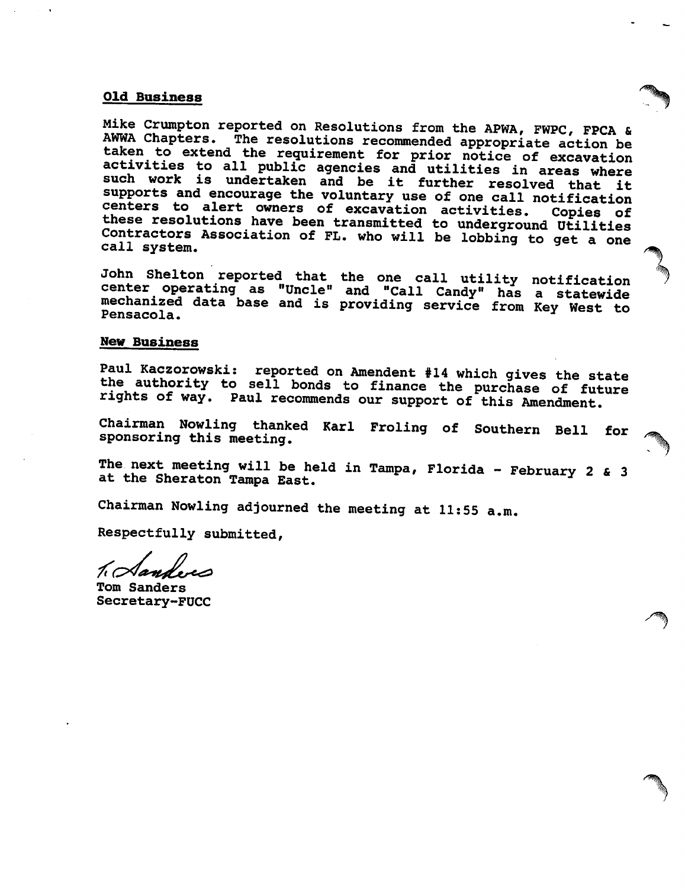**Old Business**

Mike Crumpton reported on Resolutions from the APWA, FWPC, FPCA & AWWA Chapters. The resolutions recommended appropriate action be taken to extend the requirement for prior notice of excavation activities to all public agencies and utilities in areas where such work is undertaken and be it further resolved that it supports and encourage the voluntary use of one call notification centers to alert owners of excavation activities. Copies of these resolutions have been transmitted to underground Utilities Contractors Association of FL. who will be lobbing to get a one call system.

John Shelton reported that the one call utility notification center operating as "Uncle" and "Call Candy" has a statewide mechanized data base and is providing service from Key West to Pensacola.

**New Business**

Paul Kaczorowski: reported on Amendent #14 which gives the state the authority to sell bonds to finance the purchase of future rights of way. Paul recommends our support of this Amendment.

Chairman Nowling thanked Karl Froling of Southern Bell for sponsoring this meeting.

The next meeting will be held in Tampa, Florida - February 2 & 3 at the Sheraton Tampa East.

Chairman Nowling adjourned the meeting at 11:55 a.m.

Respectfully submitted,

T. Sanders

Tom Sanders
Secretary-FUCC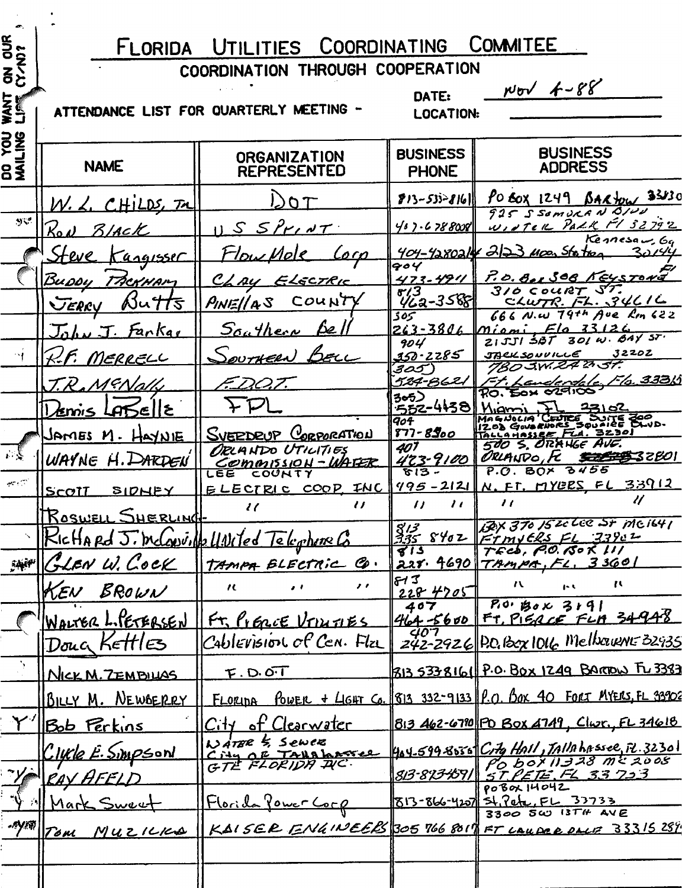# FLORIDA UTILITIES COORDINATING COMMITEE

## COORDINATION THROUGH COOPERATION

ATTENDANCE LIST FOR QUARTERLY MEETING -

DATE: Nov 4-88

LOCATION:

| DO YOU WANT ON OUR MAILING LIST? (Y/N) | NAME | ORGANIZATION REPRESENTED | BUSINESS PHONE | BUSINESS ADDRESS |
|---|---|---|---|---|
| | W. L. CHILDS, JR | DOT | 813-533-8161 | PO BOX 1249 BARtow 33830 |
| | Ron Black | US SPRINT | 407-678-8008 | 925 S SEMORAN BLVD WINTER PARK Fl 32792 |
| | Steve Kangisser | Flow Mole Corp | 404-4280214 | 2123 Moon Station Kennesaw, Ga 30144 |
| | Buddy Packham | CLAY ELECTRIC | 904 473-4911 | P.O. Box 308 KEYSTONE Fl |
| | JERRY Butts | PINELLAS COUNTY | 813 462-3588 | 310 COURT ST. CLWTR. FL. 34616 |
| | John J. Farkas | Southern Bell | 305 263-3806 | 666 N.W 79th Ave Rm 622 Miami, Fla 33126 |
| | R.F. MERRELL | SOUTHERN BELL | 904 350-2285 | 21551 SBT 301 W. BAY ST. JACKSONVILLE 32202 |
| | J.R. McNally | F.D.O.T. | 305) 524-8621 | 780 SW. 24th ST. Ft. Lauderdale, Fla. 33315 |
| | Dennis LaBelle | FPL | 305) 552-4438 | P.O. Box 029100 Miami, FL 33102 |
| | JAMES M. HAYNIE | SVERDRUP CORPORATION | 904 877-8900 | MAGNOLIA CENTRE SUITE 200 1203 GOVERNORS SQUARE BLVD. TALLAHASSEE FLA. 32301 |
| | WAYNE H. DARDEN | ORLANDO UTILITIES COMMISSION - WATER | 407 423-9100 | 500 S. ORANGE AVE. ORLANDO, FL 32801 |
| | SCOTT SIDNEY | LEE COUNTY ELECTRIC COOP. INC | 813-995-2121 | P.O. BOX 3455 N. FT. MYERS, FL 33912 |
| | ROSWELL SHERLING | " " | " " | " " |
| | Richard J. McConville | United Telephone Co | 813 335 8402 | Box 370 1520 Lee St MC1641 FT MYERS FL 33902 |
| | GLEN W. COCK | TAMPA ELECTRIC Co. | 813 228.4690 | TECO, P.O. BOX 111 TAMPA, FL. 33601 |
| | KEN BROWN | " " " | 813 228 4705 | " " " |
| | WALTER L. PETERSEN | FT. PIERCE UTILITIES | 407 464-5600 | P.O. Box 3191 FT. PIERCE FLA 34948 |
| | Doug Kettles | Cablevision of Cen. Fla | 407 242-2926 | P.O. Box 1016 Melbourne 32935 |
| | NICK M. ZEMBILLAS | F.D.O.T | 813 533 8161 | P.O. BOX 1249 BARTOW FL 33830 |
| | BILLY M. NEWBERRY | FLORIDA POWER + LIGHT Co. | 813 332-9133 | P.O. Box 40 FORT MYERS, FL 33902 |
| Y | Bob Perkins | City of Clearwater | 813 462-6790 | PO Box 4749, Clwr., FL 34618 |
| | Clyde E. Simpson | WATER & SEWER City of Tallahassee | 904-599-8050 | City Hall, Tallahassee, FL 32301 |
| Y | RAY AFELD | GTE FLORIDA INC. | 813-823-4591 | PO box 11328 MC 2008 ST PETE, FL 33733 |
| Y | Mark Sweet | Florida Power Corp | 813-866-4207 | PO Box 14042 St. Pete, FL 33733 |
| Y | TOM MUZICKA | KAISER ENGINEERS | 305 766 8017 | 3300 SW 13TH AVE FT LAUDERDALE 33315 2847 |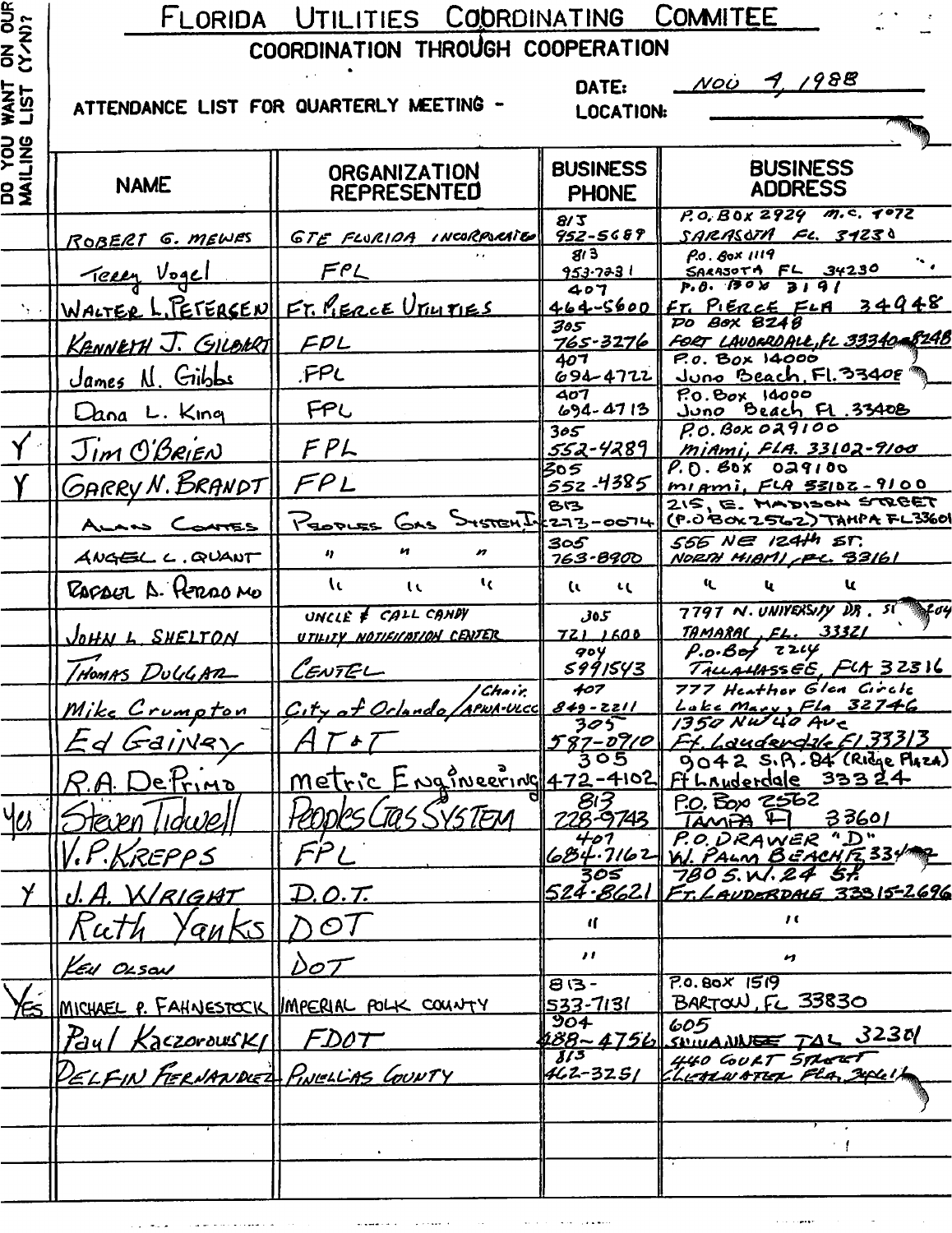# FLORIDA UTILITIES COORDINATING COMMITEE

## COORDINATION THROUGH COOPERATION

ATTENDANCE LIST FOR QUARTERLY MEETING - DATE: NOV 4, 1988

LOCATION:

| DO YOU WANT ON OUR MAILING LIST (Y/N)? | NAME | ORGANIZATION REPRESENTED | BUSINESS PHONE | BUSINESS ADDRESS |
|---|---|---|---|---|
| | ROBERT G. MEWES | GTE FLORIDA INCORPORATED | 813 952-5689 | P.O. BOX 2929 M.C. 7072 SARASOTA FL. 34230 |
| | Terry Vogel | FPL | 813 953-7231 | P.O. Box 1119 SARASOTA FL 34230 |
| | WALTER L. PETERSEN | FT. PIERCE UTILITIES | 407 464-5600 | P.O. BOX 3191 FT. PIERCE FLA 34948 |
| | KENNETH J. GILBERT | FPL | 305 765-3276 | PO BOX 8248 FORT LAUDERDALE, FL 33340-8248 |
| | James N. Gibbs | FPL | 407 694-4722 | P.O. Box 14000 Juno Beach, Fl. 33408 |
| | Dana L. King | FPL | 407 694-4713 | P.O. Box 14000 Juno Beach Fl 33408 |
| Y | Jim O'BRIEN | FPL | 305 552-4289 | P.O. Box 029100 miami, FLA. 33102-9100 |
| Y | GARRY N. BRANDT | FPL | 305 552-4385 | P.O. BOX 029100 miami, FLA 33102-9100 |
| | ALAN COATES | PEOPLES GAS SYSTEM INC. | 813 273-0074 | 215, E. MADISON STREET (P.O BOX 2562) TAMPA FL 33601 |
| | ANGEL L. QUANT | " " " | 305 763-8900 | 556 NE 124th ST. NORTH MIAMI, FL. 33161 |
| | RAFAEL A. PERDOMO | " " " | " " | " " " |
| | JOHN L. SHELTON | UNCLE # CALL CANDY UTILITY NOTIFICATION CENTER | 305 721 1600 | 7797 N. UNIVERSITY DR. STE 204 TAMARAC, FL. 33321 |
| | THOMAS DUGGAR | CENTEL | 904 599-1543 | P.O. Box 2214 TALLAHASSEE, FLA 32316 |
| | Mike Crumpton | City of Orlando / Chair. APWA-ULCC | 407 849-2211 | 777 Heather Glen Circle Lake Mary, Fla 32746 |
| | Ed Gainey | AT&T | 305 587-0910 | 1350 NW 40 Ave Ft. Lauderdale Fl 33313 |
| | R.A. DePrimo | metric Engineering | 305 472-4102 | 9042 S.R. 84 (Ridge Plaza) Ft Lauderdale 33324 |
| Yes | Steven Tidwell | Peoples Gas System | 813 228-9743 | P.O. Box 2562 TAMPA Fl 33601 |
| | V.P. KREPPS | FPL | 407 684-7162 | P.O. DRAWER "D" W. PALM BEACH FL 334 |
| Y | J.A. WRIGHT | D.O.T. | 305 524-8621 | 780 S.W. 24 ST. FT. LAUDERDALE 33315-2696 |
| | Ruth Yanks | DOT | " | " |
| | KEN OLSON | DOT | " | " |
| Yes | MICHAEL P. FAHNESTOCK | IMPERIAL POLK COUNTY | 813-533-7131 | P.O. BOX 1519 BARTOW, FL 33830 |
| | Paul Kaczorowski | FDOT | 904 488-4756 | 605 SUWANNEE TAL 32301 |
| | DELFIN FERNANDEZ | PINELLAS COUNTY | 813 462-3251 | 440 COURT STREET CLEARWATER FLA. 34616 |
| | | | | |
| | | | | |
| | | | | |